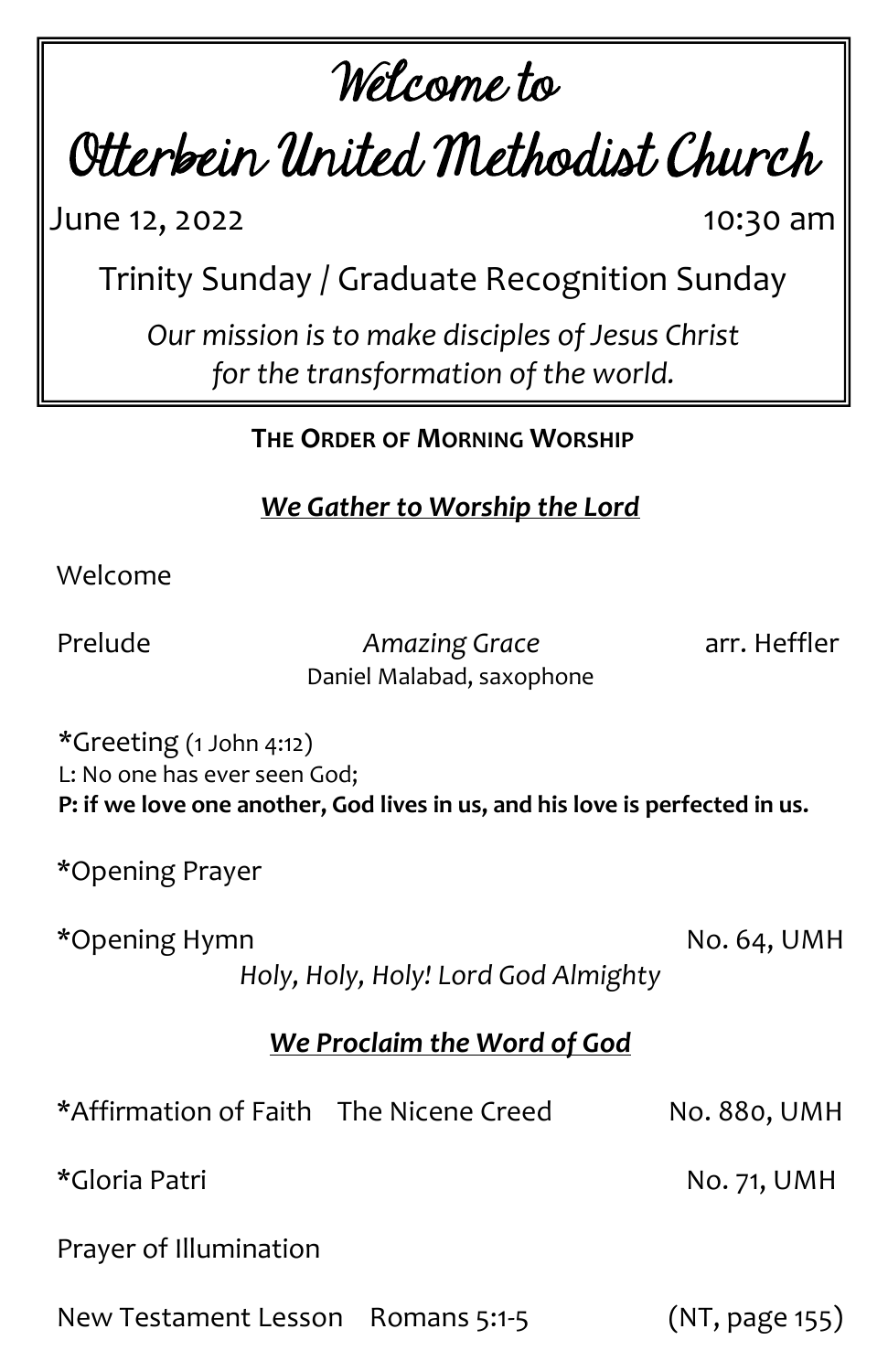# Welcome to

# Otterbein United Methodist Church

June 12, 2022 10:30 am

Trinity Sunday / Graduate Recognition Sunday

*Our mission is to make disciples of Jesus Christ for the transformation of the world.*

## THE ORDER OF MORNING WORSHIP

### *We Gather to Worship the Lord*

Welcome

Prelude *Amazing Grace* arr. Heffler
Daniel Malabad, saxophone

*Greeting (1 John 4:12)
L: No one has ever seen God;
**P: if we love one another, God lives in us, and his love is perfected in us.**

*Opening Prayer

*Opening Hymn No. 64, UMH
*Holy, Holy, Holy! Lord God Almighty*

### *We Proclaim the Word of God*

*Affirmation of Faith The Nicene Creed No. 880, UMH

*Gloria Patri No. 71, UMH

Prayer of Illumination

New Testament Lesson Romans 5:1-5 (NT, page 155)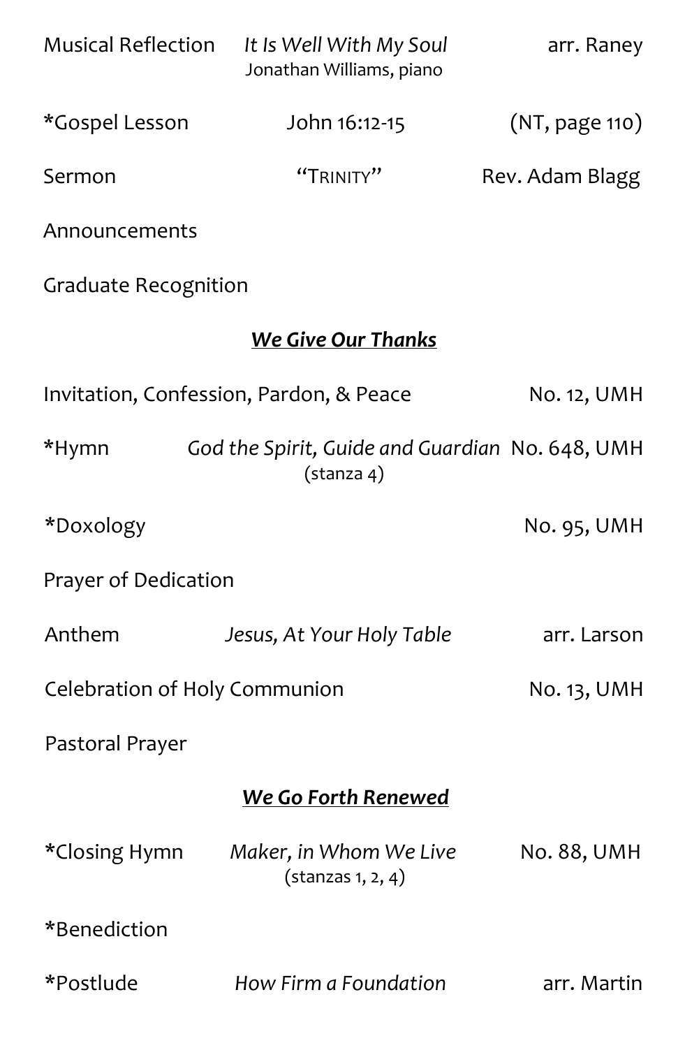Musical Reflection *It Is Well With My Soul* arr. Raney
Jonathan Williams, piano

*Gospel Lesson John 16:12-15 (NT, page 110)

Sermon "TRINITY" Rev. Adam Blagg

Announcements

Graduate Recognition

## ***We Give Our Thanks***

Invitation, Confession, Pardon, & Peace No. 12, UMH

*Hymn *God the Spirit, Guide and Guardian* No. 648, UMH
(stanza 4)

*Doxology No. 95, UMH

Prayer of Dedication

Anthem *Jesus, At Your Holy Table* arr. Larson

Celebration of Holy Communion No. 13, UMH

Pastoral Prayer

## ***We Go Forth Renewed***

*Closing Hymn *Maker, in Whom We Live* No. 88, UMH
(stanzas 1, 2, 4)

*Benediction

*Postlude *How Firm a Foundation* arr. Martin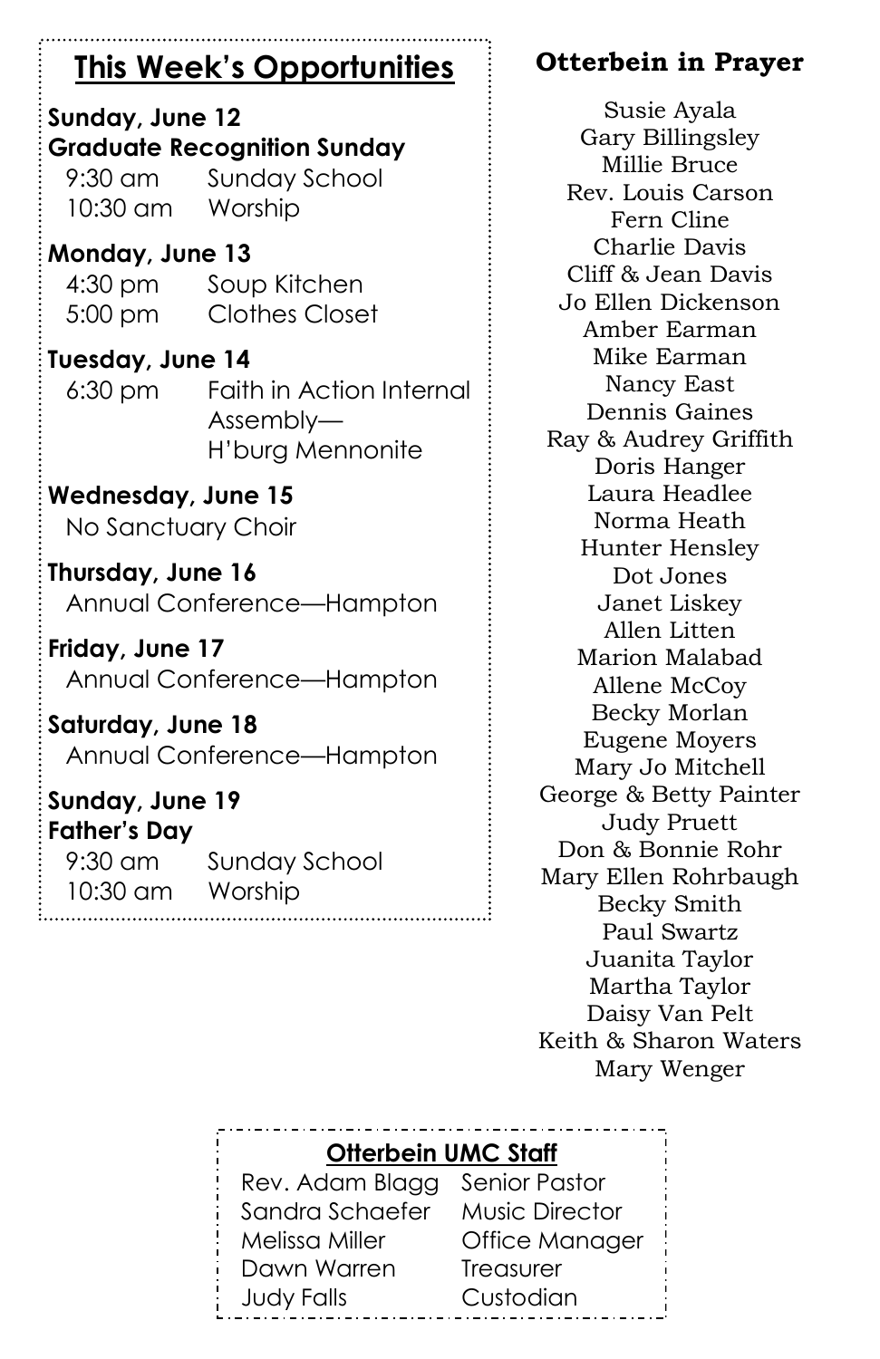## This Week's Opportunities

**Sunday, June 12**
**Graduate Recognition Sunday**
9:30 am Sunday School
10:30 am Worship

**Monday, June 13**
4:30 pm Soup Kitchen
5:00 pm Clothes Closet

**Tuesday, June 14**
6:30 pm Faith in Action Internal Assembly—H'burg Mennonite

**Wednesday, June 15**
No Sanctuary Choir

**Thursday, June 16**
Annual Conference—Hampton

**Friday, June 17**
Annual Conference—Hampton

**Saturday, June 18**
Annual Conference—Hampton

**Sunday, June 19**
**Father's Day**
9:30 am Sunday School
10:30 am Worship

## Otterbein in Prayer

Susie Ayala
Gary Billingsley
Millie Bruce
Rev. Louis Carson
Fern Cline
Charlie Davis
Cliff & Jean Davis
Jo Ellen Dickenson
Amber Earman
Mike Earman
Nancy East
Dennis Gaines
Ray & Audrey Griffith
Doris Hanger
Laura Headlee
Norma Heath
Hunter Hensley
Dot Jones
Janet Liskey
Allen Litten
Marion Malabad
Allene McCoy
Becky Morlan
Eugene Moyers
Mary Jo Mitchell
George & Betty Painter
Judy Pruett
Don & Bonnie Rohr
Mary Ellen Rohrbaugh
Becky Smith
Paul Swartz
Juanita Taylor
Martha Taylor
Daisy Van Pelt
Keith & Sharon Waters
Mary Wenger

## Otterbein UMC Staff

| | |
|---|---|
| Rev. Adam Blagg | Senior Pastor |
| Sandra Schaefer | Music Director |
| Melissa Miller | Office Manager |
| Dawn Warren | Treasurer |
| Judy Falls | Custodian |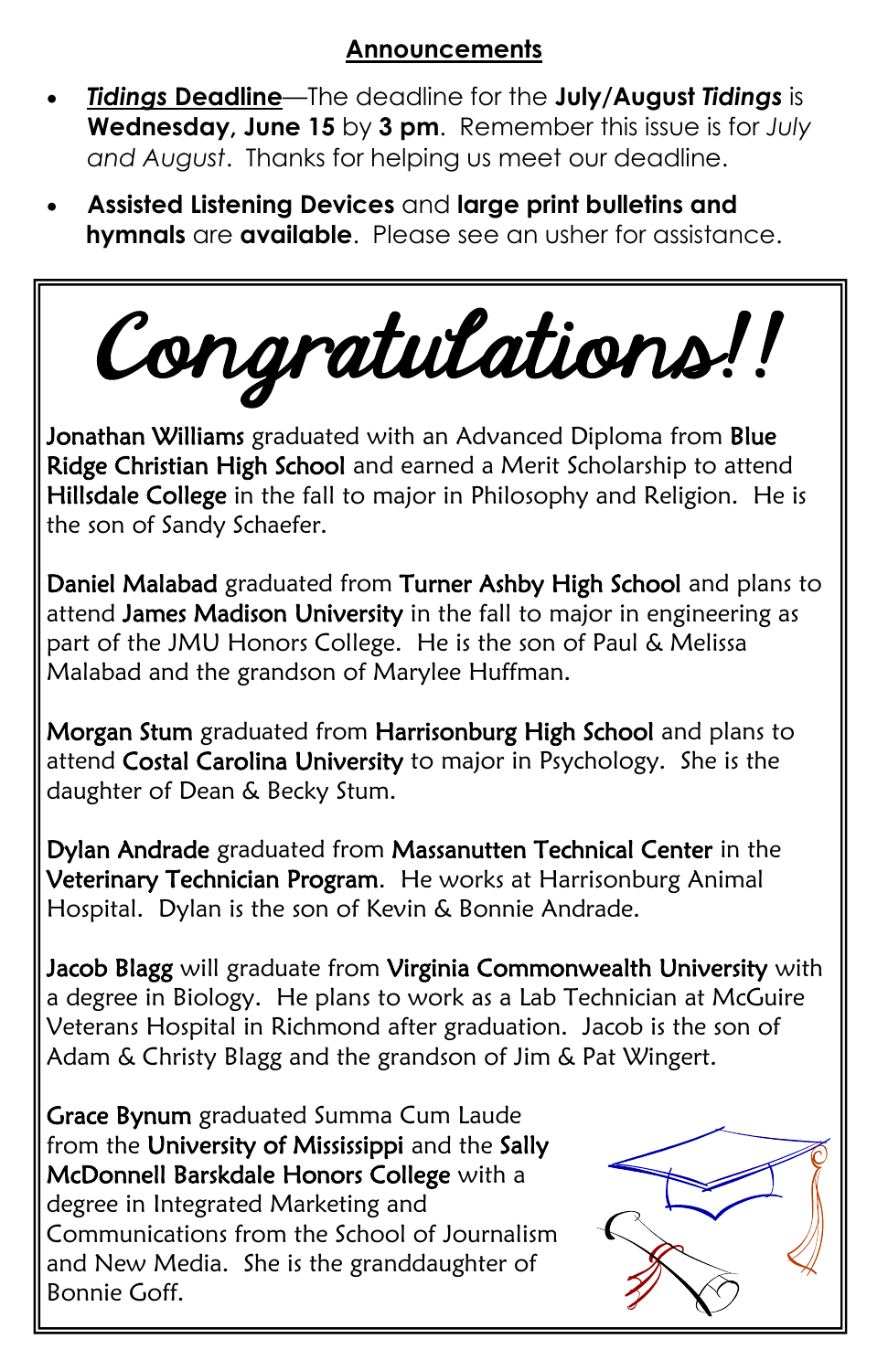## Announcements

- ***Tidings* Deadline**—The deadline for the **July/August *Tidings*** is **Wednesday, June 15** by **3 pm**. Remember this issue is for *July and August*. Thanks for helping us meet our deadline.
- **Assisted Listening Devices** and **large print bulletins and hymnals** are **available**. Please see an usher for assistance.

# Congratulations!!

Jonathan Williams graduated with an Advanced Diploma from Blue Ridge Christian High School and earned a Merit Scholarship to attend Hillsdale College in the fall to major in Philosophy and Religion. He is the son of Sandy Schaefer.

Daniel Malabad graduated from Turner Ashby High School and plans to attend James Madison University in the fall to major in engineering as part of the JMU Honors College. He is the son of Paul & Melissa Malabad and the grandson of Marylee Huffman.

Morgan Stum graduated from Harrisonburg High School and plans to attend Costal Carolina University to major in Psychology. She is the daughter of Dean & Becky Stum.

Dylan Andrade graduated from Massanutten Technical Center in the Veterinary Technician Program. He works at Harrisonburg Animal Hospital. Dylan is the son of Kevin & Bonnie Andrade.

Jacob Blagg will graduate from Virginia Commonwealth University with a degree in Biology. He plans to work as a Lab Technician at McGuire Veterans Hospital in Richmond after graduation. Jacob is the son of Adam & Christy Blagg and the grandson of Jim & Pat Wingert.

Grace Bynum graduated Summa Cum Laude from the University of Mississippi and the Sally McDonnell Barskdale Honors College with a degree in Integrated Marketing and Communications from the School of Journalism and New Media. She is the granddaughter of Bonnie Goff.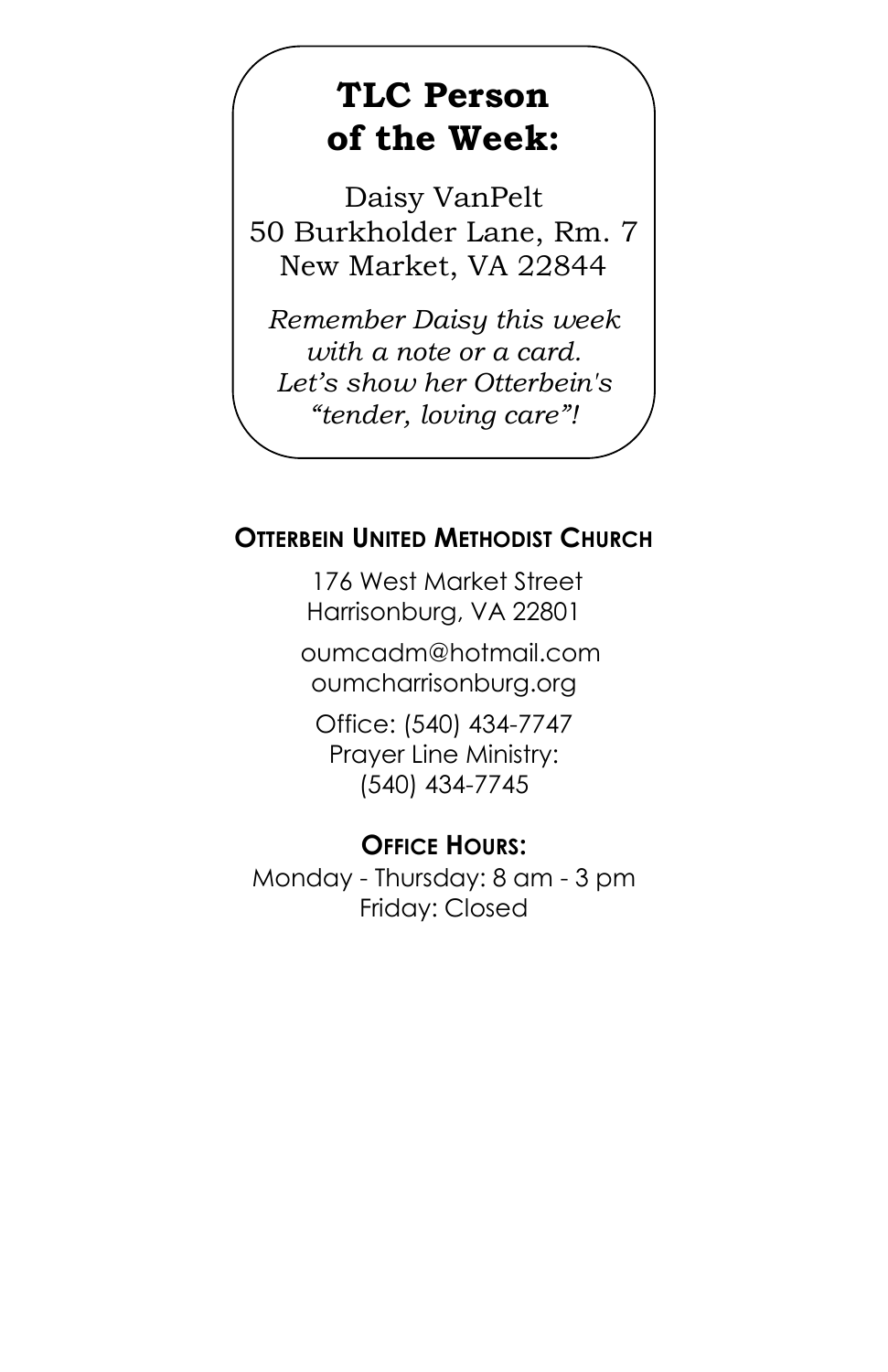## TLC Person of the Week:

Daisy VanPelt
50 Burkholder Lane, Rm. 7
New Market, VA 22844

*Remember Daisy this week with a note or a card. Let's show her Otterbein's "tender, loving care"!*

**OTTERBEIN UNITED METHODIST CHURCH**

176 West Market Street
Harrisonburg, VA 22801

oumcadm@hotmail.com
oumcharrisonburg.org

Office: (540) 434-7747
Prayer Line Ministry:
(540) 434-7745

**OFFICE HOURS:**
Monday - Thursday: 8 am - 3 pm
Friday: Closed